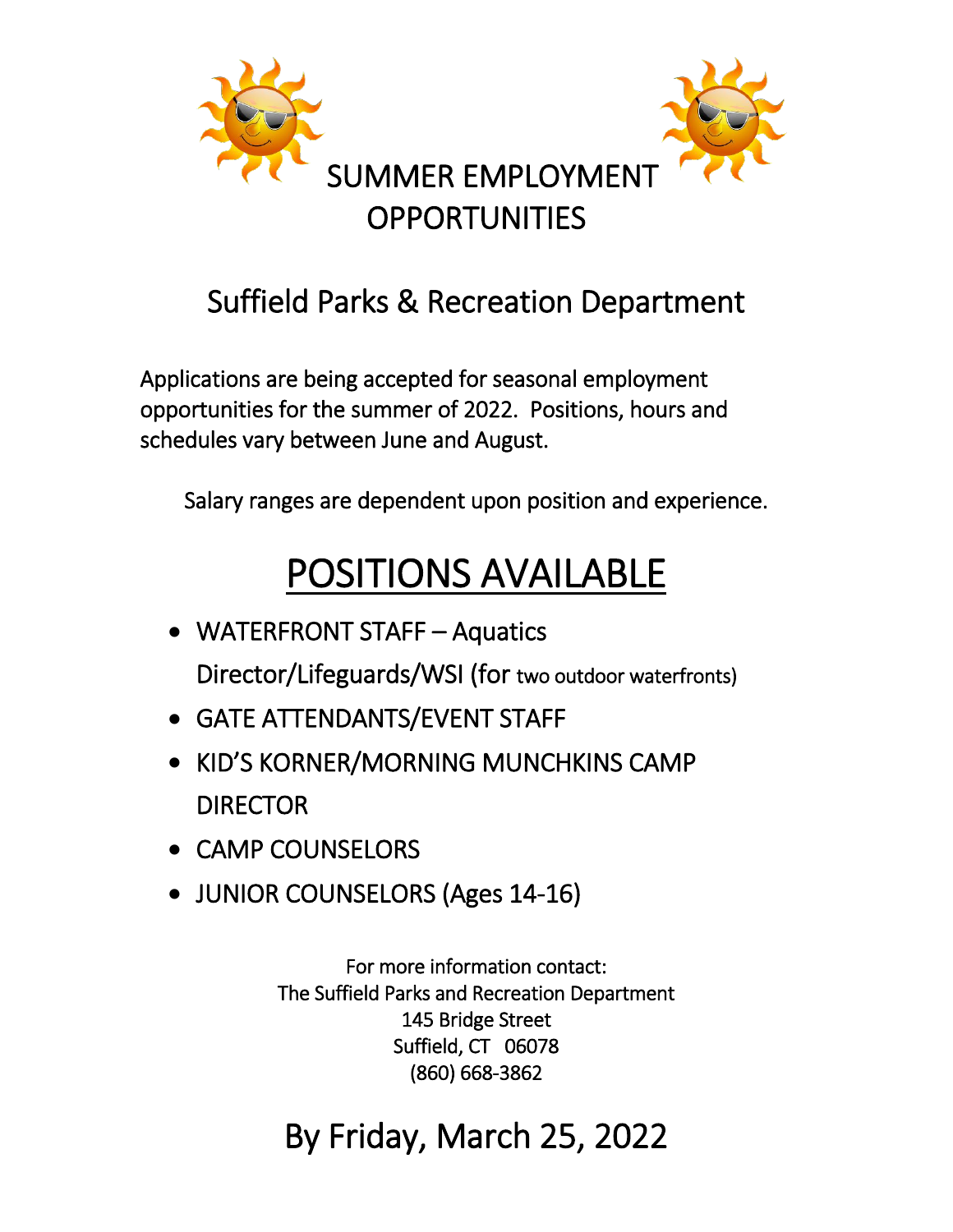# SUMMER EMPLOYMENT OPPORTUNITIES

## Suffield Parks & Recreation Department

Applications are being accepted for seasonal employment opportunities for the summer of 2022. Positions, hours and schedules vary between June and August.

Salary ranges are dependent upon position and experience.

## POSITIONS AVAILABLE

- WATERFRONT STAFF – Aquatics Director/Lifeguards/WSI (for two outdoor waterfronts)
- GATE ATTENDANTS/EVENT STAFF
- KID'S KORNER/MORNING MUNCHKINS CAMP DIRECTOR
- CAMP COUNSELORS
- JUNIOR COUNSELORS (Ages 14-16)

For more information contact:
The Suffield Parks and Recreation Department
145 Bridge Street
Suffield, CT 06078
(860) 668-3862

## By Friday, March 25, 2022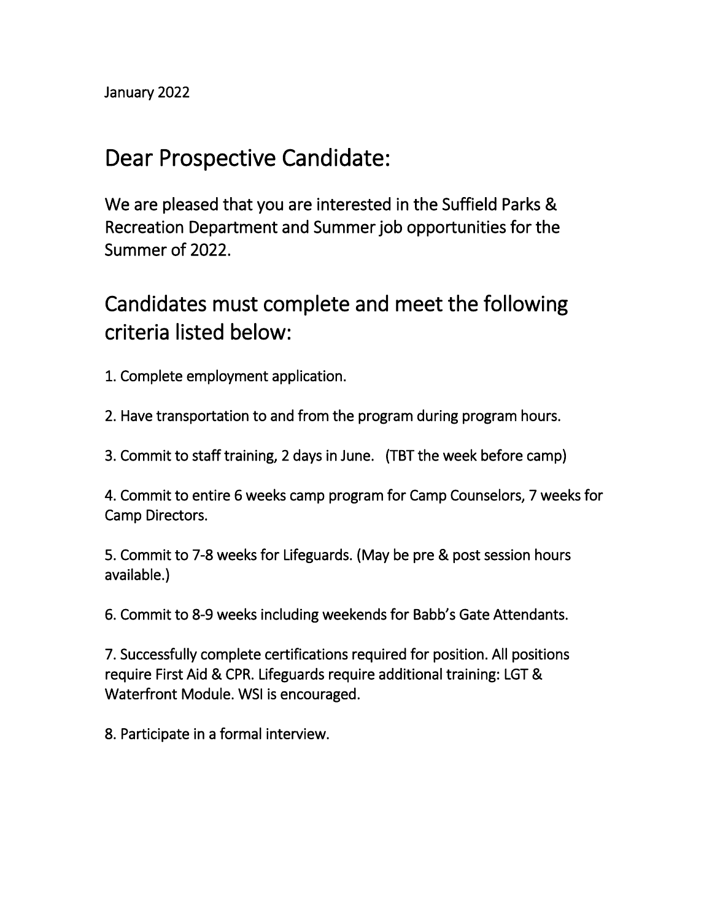January 2022

## Dear Prospective Candidate:

We are pleased that you are interested in the Suffield Parks & Recreation Department and Summer job opportunities for the Summer of 2022.

## Candidates must complete and meet the following criteria listed below:

1. Complete employment application.

2. Have transportation to and from the program during program hours.

3. Commit to staff training, 2 days in June.   (TBT the week before camp)

4. Commit to entire 6 weeks camp program for Camp Counselors, 7 weeks for Camp Directors.

5. Commit to 7-8 weeks for Lifeguards. (May be pre & post session hours available.)

6. Commit to 8-9 weeks including weekends for Babb's Gate Attendants.

7. Successfully complete certifications required for position. All positions require First Aid & CPR. Lifeguards require additional training: LGT & Waterfront Module. WSI is encouraged.

8. Participate in a formal interview.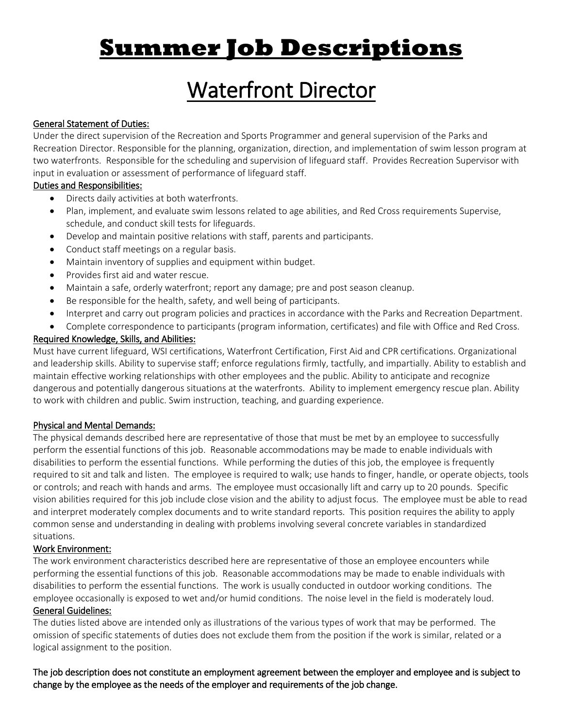# Summer Job Descriptions

## Waterfront Director

**General Statement of Duties:**

Under the direct supervision of the Recreation and Sports Programmer and general supervision of the Parks and Recreation Director. Responsible for the planning, organization, direction, and implementation of swim lesson program at two waterfronts. Responsible for the scheduling and supervision of lifeguard staff. Provides Recreation Supervisor with input in evaluation or assessment of performance of lifeguard staff.

**Duties and Responsibilities:**

- Directs daily activities at both waterfronts.
- Plan, implement, and evaluate swim lessons related to age abilities, and Red Cross requirements Supervise, schedule, and conduct skill tests for lifeguards.
- Develop and maintain positive relations with staff, parents and participants.
- Conduct staff meetings on a regular basis.
- Maintain inventory of supplies and equipment within budget.
- Provides first aid and water rescue.
- Maintain a safe, orderly waterfront; report any damage; pre and post season cleanup.
- Be responsible for the health, safety, and well being of participants.
- Interpret and carry out program policies and practices in accordance with the Parks and Recreation Department.
- Complete correspondence to participants (program information, certificates) and file with Office and Red Cross.

**Required Knowledge, Skills, and Abilities:**

Must have current lifeguard, WSI certifications, Waterfront Certification, First Aid and CPR certifications. Organizational and leadership skills. Ability to supervise staff; enforce regulations firmly, tactfully, and impartially. Ability to establish and maintain effective working relationships with other employees and the public. Ability to anticipate and recognize dangerous and potentially dangerous situations at the waterfronts. Ability to implement emergency rescue plan. Ability to work with children and public. Swim instruction, teaching, and guarding experience.

**Physical and Mental Demands:**

The physical demands described here are representative of those that must be met by an employee to successfully perform the essential functions of this job. Reasonable accommodations may be made to enable individuals with disabilities to perform the essential functions. While performing the duties of this job, the employee is frequently required to sit and talk and listen. The employee is required to walk; use hands to finger, handle, or operate objects, tools or controls; and reach with hands and arms. The employee must occasionally lift and carry up to 20 pounds. Specific vision abilities required for this job include close vision and the ability to adjust focus. The employee must be able to read and interpret moderately complex documents and to write standard reports. This position requires the ability to apply common sense and understanding in dealing with problems involving several concrete variables in standardized situations.

**Work Environment:**

The work environment characteristics described here are representative of those an employee encounters while performing the essential functions of this job. Reasonable accommodations may be made to enable individuals with disabilities to perform the essential functions. The work is usually conducted in outdoor working conditions. The employee occasionally is exposed to wet and/or humid conditions. The noise level in the field is moderately loud.

**General Guidelines:**

The duties listed above are intended only as illustrations of the various types of work that may be performed. The omission of specific statements of duties does not exclude them from the position if the work is similar, related or a logical assignment to the position.

**The job description does not constitute an employment agreement between the employer and employee and is subject to change by the employee as the needs of the employer and requirements of the job change.**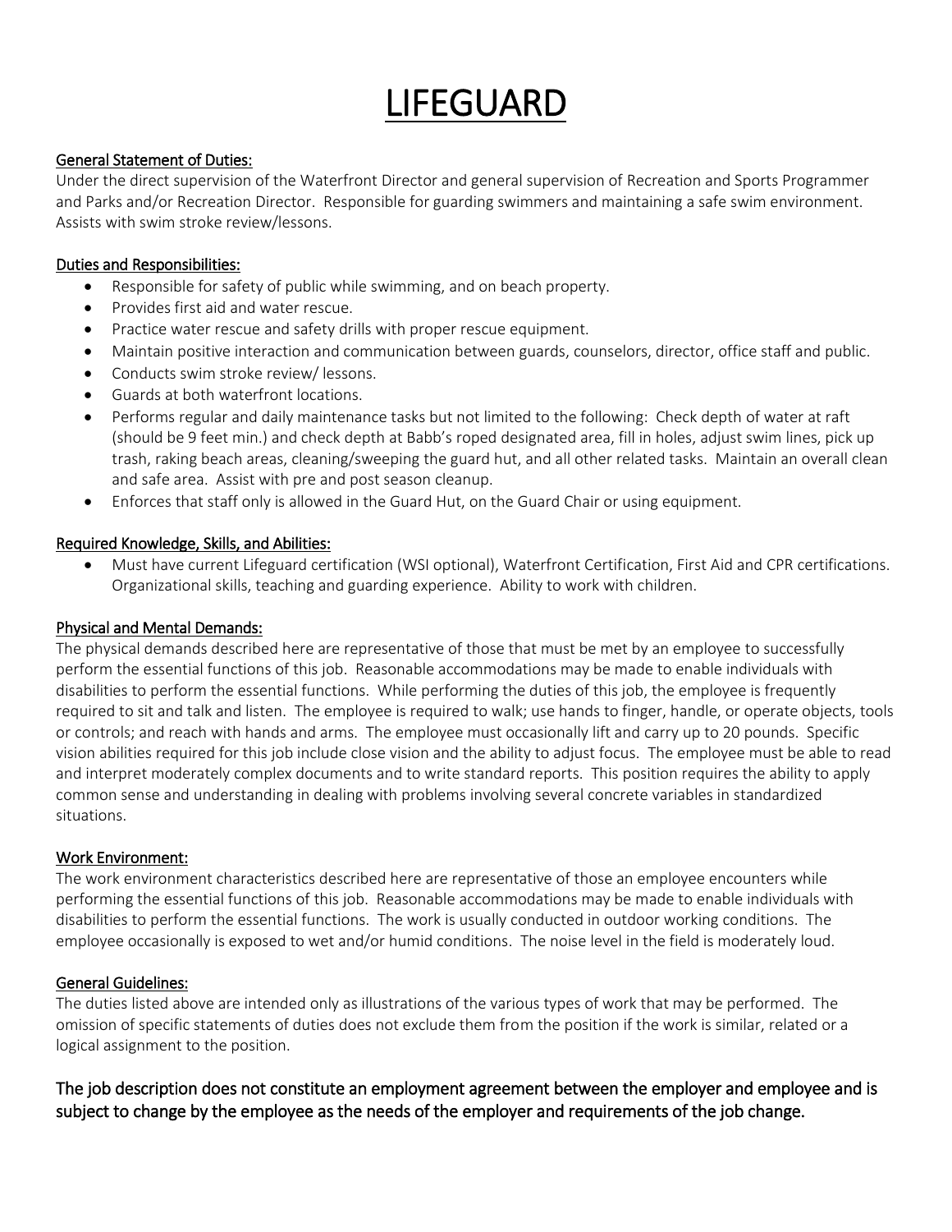# LIFEGUARD

## General Statement of Duties:

Under the direct supervision of the Waterfront Director and general supervision of Recreation and Sports Programmer and Parks and/or Recreation Director. Responsible for guarding swimmers and maintaining a safe swim environment. Assists with swim stroke review/lessons.

## Duties and Responsibilities:

- Responsible for safety of public while swimming, and on beach property.
- Provides first aid and water rescue.
- Practice water rescue and safety drills with proper rescue equipment.
- Maintain positive interaction and communication between guards, counselors, director, office staff and public.
- Conducts swim stroke review/ lessons.
- Guards at both waterfront locations.
- Performs regular and daily maintenance tasks but not limited to the following: Check depth of water at raft (should be 9 feet min.) and check depth at Babb's roped designated area, fill in holes, adjust swim lines, pick up trash, raking beach areas, cleaning/sweeping the guard hut, and all other related tasks. Maintain an overall clean and safe area. Assist with pre and post season cleanup.
- Enforces that staff only is allowed in the Guard Hut, on the Guard Chair or using equipment.

## Required Knowledge, Skills, and Abilities:

- Must have current Lifeguard certification (WSI optional), Waterfront Certification, First Aid and CPR certifications. Organizational skills, teaching and guarding experience. Ability to work with children.

## Physical and Mental Demands:

The physical demands described here are representative of those that must be met by an employee to successfully perform the essential functions of this job. Reasonable accommodations may be made to enable individuals with disabilities to perform the essential functions. While performing the duties of this job, the employee is frequently required to sit and talk and listen. The employee is required to walk; use hands to finger, handle, or operate objects, tools or controls; and reach with hands and arms. The employee must occasionally lift and carry up to 20 pounds. Specific vision abilities required for this job include close vision and the ability to adjust focus. The employee must be able to read and interpret moderately complex documents and to write standard reports. This position requires the ability to apply common sense and understanding in dealing with problems involving several concrete variables in standardized situations.

## Work Environment:

The work environment characteristics described here are representative of those an employee encounters while performing the essential functions of this job. Reasonable accommodations may be made to enable individuals with disabilities to perform the essential functions. The work is usually conducted in outdoor working conditions. The employee occasionally is exposed to wet and/or humid conditions. The noise level in the field is moderately loud.

## General Guidelines:

The duties listed above are intended only as illustrations of the various types of work that may be performed. The omission of specific statements of duties does not exclude them from the position if the work is similar, related or a logical assignment to the position.

The job description does not constitute an employment agreement between the employer and employee and is subject to change by the employee as the needs of the employer and requirements of the job change.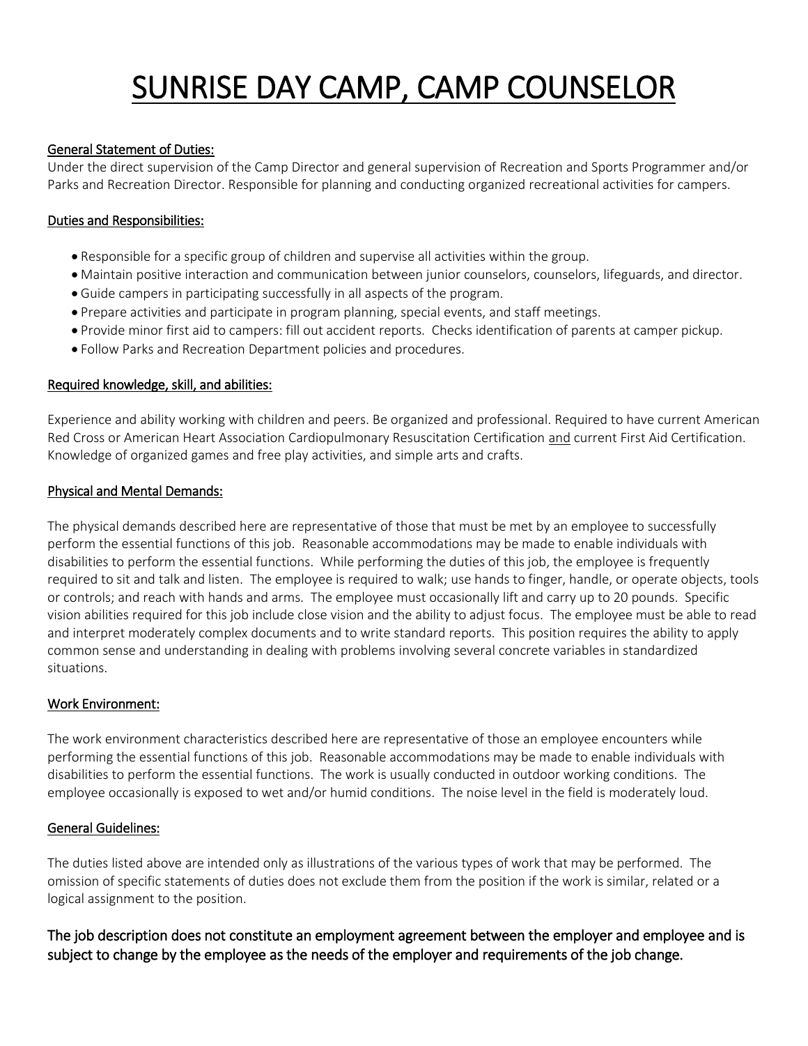# SUNRISE DAY CAMP, CAMP COUNSELOR

## General Statement of Duties:

Under the direct supervision of the Camp Director and general supervision of Recreation and Sports Programmer and/or Parks and Recreation Director. Responsible for planning and conducting organized recreational activities for campers.

## Duties and Responsibilities:

- Responsible for a specific group of children and supervise all activities within the group.
- Maintain positive interaction and communication between junior counselors, counselors, lifeguards, and director.
- Guide campers in participating successfully in all aspects of the program.
- Prepare activities and participate in program planning, special events, and staff meetings.
- Provide minor first aid to campers: fill out accident reports. Checks identification of parents at camper pickup.
- Follow Parks and Recreation Department policies and procedures.

## Required knowledge, skill, and abilities:

Experience and ability working with children and peers. Be organized and professional. Required to have current American Red Cross or American Heart Association Cardiopulmonary Resuscitation Certification and current First Aid Certification. Knowledge of organized games and free play activities, and simple arts and crafts.

## Physical and Mental Demands:

The physical demands described here are representative of those that must be met by an employee to successfully perform the essential functions of this job. Reasonable accommodations may be made to enable individuals with disabilities to perform the essential functions. While performing the duties of this job, the employee is frequently required to sit and talk and listen. The employee is required to walk; use hands to finger, handle, or operate objects, tools or controls; and reach with hands and arms. The employee must occasionally lift and carry up to 20 pounds. Specific vision abilities required for this job include close vision and the ability to adjust focus. The employee must be able to read and interpret moderately complex documents and to write standard reports. This position requires the ability to apply common sense and understanding in dealing with problems involving several concrete variables in standardized situations.

## Work Environment:

The work environment characteristics described here are representative of those an employee encounters while performing the essential functions of this job. Reasonable accommodations may be made to enable individuals with disabilities to perform the essential functions. The work is usually conducted in outdoor working conditions. The employee occasionally is exposed to wet and/or humid conditions. The noise level in the field is moderately loud.

## General Guidelines:

The duties listed above are intended only as illustrations of the various types of work that may be performed. The omission of specific statements of duties does not exclude them from the position if the work is similar, related or a logical assignment to the position.

The job description does not constitute an employment agreement between the employer and employee and is subject to change by the employee as the needs of the employer and requirements of the job change.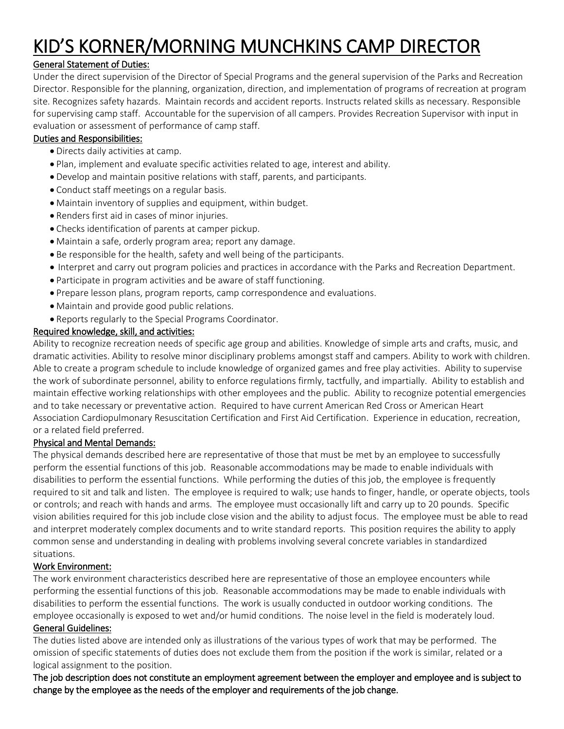# KID'S KORNER/MORNING MUNCHKINS CAMP DIRECTOR

## General Statement of Duties:

Under the direct supervision of the Director of Special Programs and the general supervision of the Parks and Recreation Director. Responsible for the planning, organization, direction, and implementation of programs of recreation at program site. Recognizes safety hazards. Maintain records and accident reports. Instructs related skills as necessary. Responsible for supervising camp staff. Accountable for the supervision of all campers. Provides Recreation Supervisor with input in evaluation or assessment of performance of camp staff.

## Duties and Responsibilities:

- Directs daily activities at camp.
- Plan, implement and evaluate specific activities related to age, interest and ability.
- Develop and maintain positive relations with staff, parents, and participants.
- Conduct staff meetings on a regular basis.
- Maintain inventory of supplies and equipment, within budget.
- Renders first aid in cases of minor injuries.
- Checks identification of parents at camper pickup.
- Maintain a safe, orderly program area; report any damage.
- Be responsible for the health, safety and well being of the participants.
- Interpret and carry out program policies and practices in accordance with the Parks and Recreation Department.
- Participate in program activities and be aware of staff functioning.
- Prepare lesson plans, program reports, camp correspondence and evaluations.
- Maintain and provide good public relations.
- Reports regularly to the Special Programs Coordinator.

## Required knowledge, skill, and activities:

Ability to recognize recreation needs of specific age group and abilities. Knowledge of simple arts and crafts, music, and dramatic activities. Ability to resolve minor disciplinary problems amongst staff and campers. Ability to work with children. Able to create a program schedule to include knowledge of organized games and free play activities. Ability to supervise the work of subordinate personnel, ability to enforce regulations firmly, tactfully, and impartially. Ability to establish and maintain effective working relationships with other employees and the public. Ability to recognize potential emergencies and to take necessary or preventative action. Required to have current American Red Cross or American Heart Association Cardiopulmonary Resuscitation Certification and First Aid Certification. Experience in education, recreation, or a related field preferred.

## Physical and Mental Demands:

The physical demands described here are representative of those that must be met by an employee to successfully perform the essential functions of this job. Reasonable accommodations may be made to enable individuals with disabilities to perform the essential functions. While performing the duties of this job, the employee is frequently required to sit and talk and listen. The employee is required to walk; use hands to finger, handle, or operate objects, tools or controls; and reach with hands and arms. The employee must occasionally lift and carry up to 20 pounds. Specific vision abilities required for this job include close vision and the ability to adjust focus. The employee must be able to read and interpret moderately complex documents and to write standard reports. This position requires the ability to apply common sense and understanding in dealing with problems involving several concrete variables in standardized situations.

## Work Environment:

The work environment characteristics described here are representative of those an employee encounters while performing the essential functions of this job. Reasonable accommodations may be made to enable individuals with disabilities to perform the essential functions. The work is usually conducted in outdoor working conditions. The employee occasionally is exposed to wet and/or humid conditions. The noise level in the field is moderately loud.

## General Guidelines:

The duties listed above are intended only as illustrations of the various types of work that may be performed. The omission of specific statements of duties does not exclude them from the position if the work is similar, related or a logical assignment to the position.

**The job description does not constitute an employment agreement between the employer and employee and is subject to change by the employee as the needs of the employer and requirements of the job change.**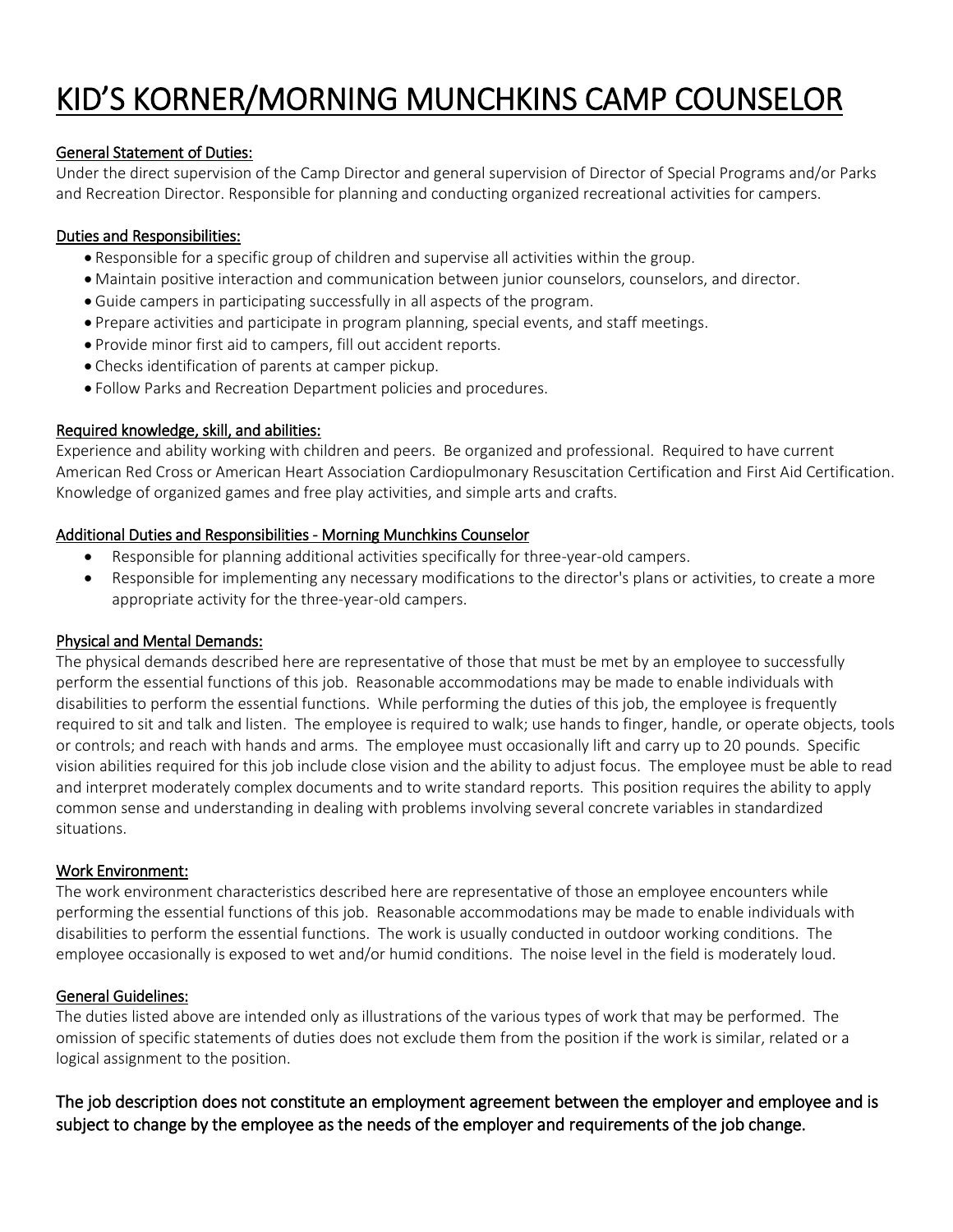# KID'S KORNER/MORNING MUNCHKINS CAMP COUNSELOR

## General Statement of Duties:

Under the direct supervision of the Camp Director and general supervision of Director of Special Programs and/or Parks and Recreation Director. Responsible for planning and conducting organized recreational activities for campers.

## Duties and Responsibilities:

- Responsible for a specific group of children and supervise all activities within the group.
- Maintain positive interaction and communication between junior counselors, counselors, and director.
- Guide campers in participating successfully in all aspects of the program.
- Prepare activities and participate in program planning, special events, and staff meetings.
- Provide minor first aid to campers, fill out accident reports.
- Checks identification of parents at camper pickup.
- Follow Parks and Recreation Department policies and procedures.

## Required knowledge, skill, and abilities:

Experience and ability working with children and peers. Be organized and professional. Required to have current American Red Cross or American Heart Association Cardiopulmonary Resuscitation Certification and First Aid Certification. Knowledge of organized games and free play activities, and simple arts and crafts.

## Additional Duties and Responsibilities - Morning Munchkins Counselor

- Responsible for planning additional activities specifically for three-year-old campers.
- Responsible for implementing any necessary modifications to the director's plans or activities, to create a more appropriate activity for the three-year-old campers.

## Physical and Mental Demands:

The physical demands described here are representative of those that must be met by an employee to successfully perform the essential functions of this job. Reasonable accommodations may be made to enable individuals with disabilities to perform the essential functions. While performing the duties of this job, the employee is frequently required to sit and talk and listen. The employee is required to walk; use hands to finger, handle, or operate objects, tools or controls; and reach with hands and arms. The employee must occasionally lift and carry up to 20 pounds. Specific vision abilities required for this job include close vision and the ability to adjust focus. The employee must be able to read and interpret moderately complex documents and to write standard reports. This position requires the ability to apply common sense and understanding in dealing with problems involving several concrete variables in standardized situations.

## Work Environment:

The work environment characteristics described here are representative of those an employee encounters while performing the essential functions of this job. Reasonable accommodations may be made to enable individuals with disabilities to perform the essential functions. The work is usually conducted in outdoor working conditions. The employee occasionally is exposed to wet and/or humid conditions. The noise level in the field is moderately loud.

## General Guidelines:

The duties listed above are intended only as illustrations of the various types of work that may be performed. The omission of specific statements of duties does not exclude them from the position if the work is similar, related or a logical assignment to the position.

The job description does not constitute an employment agreement between the employer and employee and is subject to change by the employee as the needs of the employer and requirements of the job change.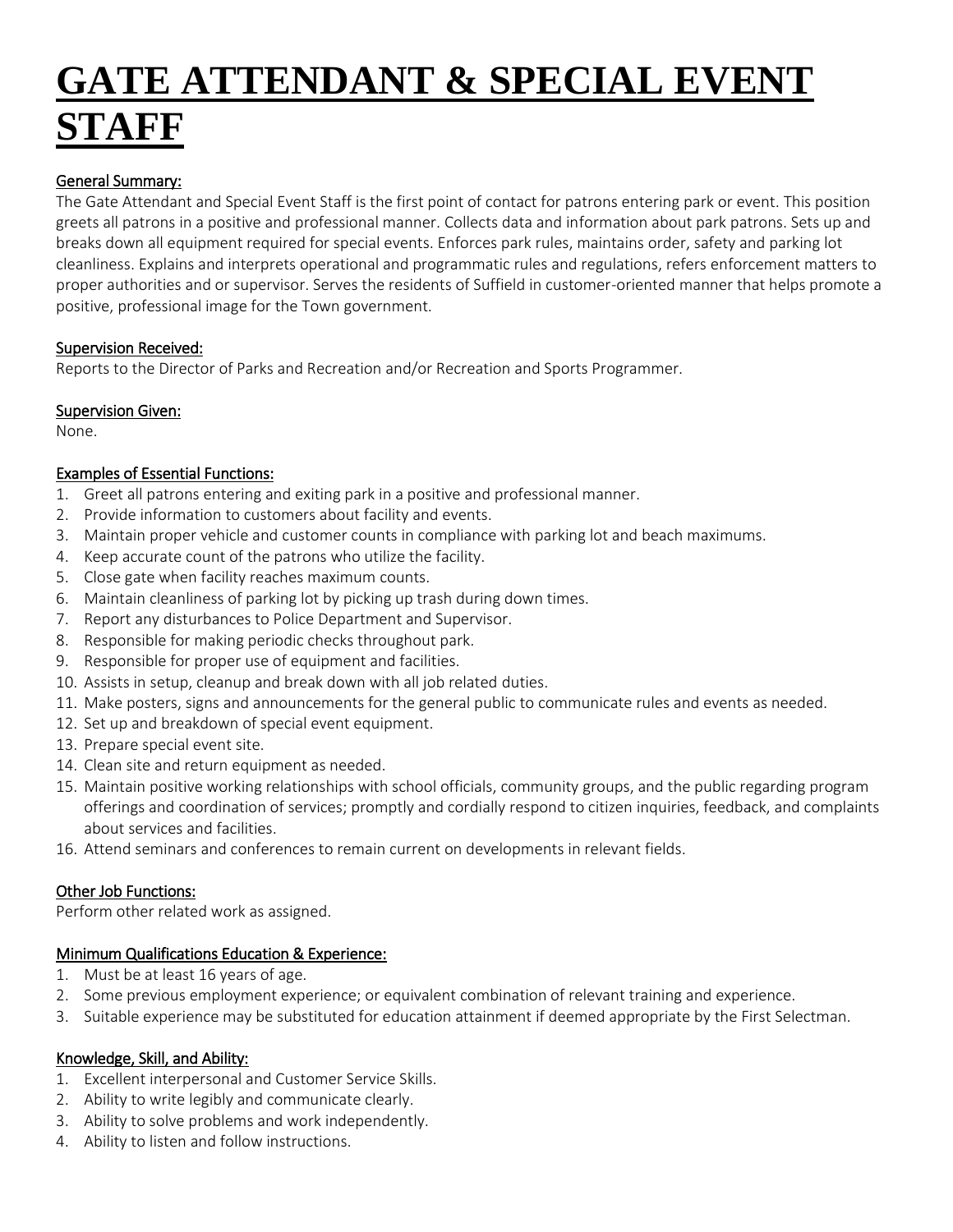# GATE ATTENDANT & SPECIAL EVENT STAFF

## General Summary:

The Gate Attendant and Special Event Staff is the first point of contact for patrons entering park or event. This position greets all patrons in a positive and professional manner. Collects data and information about park patrons. Sets up and breaks down all equipment required for special events. Enforces park rules, maintains order, safety and parking lot cleanliness. Explains and interprets operational and programmatic rules and regulations, refers enforcement matters to proper authorities and or supervisor. Serves the residents of Suffield in customer-oriented manner that helps promote a positive, professional image for the Town government.

## Supervision Received:

Reports to the Director of Parks and Recreation and/or Recreation and Sports Programmer.

## Supervision Given:

None.

## Examples of Essential Functions:

1. Greet all patrons entering and exiting park in a positive and professional manner.
2. Provide information to customers about facility and events.
3. Maintain proper vehicle and customer counts in compliance with parking lot and beach maximums.
4. Keep accurate count of the patrons who utilize the facility.
5. Close gate when facility reaches maximum counts.
6. Maintain cleanliness of parking lot by picking up trash during down times.
7. Report any disturbances to Police Department and Supervisor.
8. Responsible for making periodic checks throughout park.
9. Responsible for proper use of equipment and facilities.
10. Assists in setup, cleanup and break down with all job related duties.
11. Make posters, signs and announcements for the general public to communicate rules and events as needed.
12. Set up and breakdown of special event equipment.
13. Prepare special event site.
14. Clean site and return equipment as needed.
15. Maintain positive working relationships with school officials, community groups, and the public regarding program offerings and coordination of services; promptly and cordially respond to citizen inquiries, feedback, and complaints about services and facilities.
16. Attend seminars and conferences to remain current on developments in relevant fields.

## Other Job Functions:

Perform other related work as assigned.

## Minimum Qualifications Education & Experience:

1. Must be at least 16 years of age.
2. Some previous employment experience; or equivalent combination of relevant training and experience.
3. Suitable experience may be substituted for education attainment if deemed appropriate by the First Selectman.

## Knowledge, Skill, and Ability:

1. Excellent interpersonal and Customer Service Skills.
2. Ability to write legibly and communicate clearly.
3. Ability to solve problems and work independently.
4. Ability to listen and follow instructions.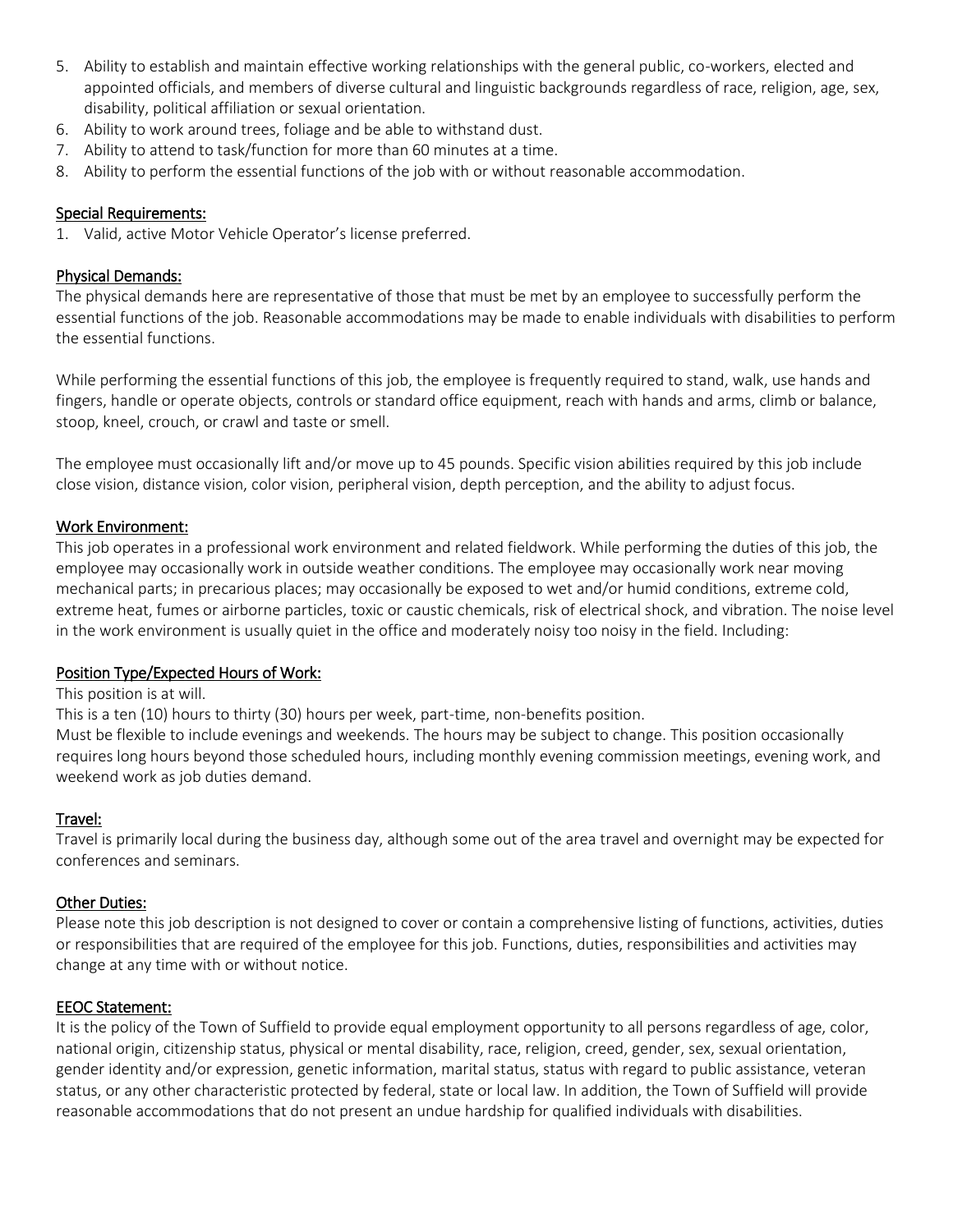5. Ability to establish and maintain effective working relationships with the general public, co-workers, elected and appointed officials, and members of diverse cultural and linguistic backgrounds regardless of race, religion, age, sex, disability, political affiliation or sexual orientation.
6. Ability to work around trees, foliage and be able to withstand dust.
7. Ability to attend to task/function for more than 60 minutes at a time.
8. Ability to perform the essential functions of the job with or without reasonable accommodation.

## Special Requirements:

1. Valid, active Motor Vehicle Operator's license preferred.

## Physical Demands:

The physical demands here are representative of those that must be met by an employee to successfully perform the essential functions of the job. Reasonable accommodations may be made to enable individuals with disabilities to perform the essential functions.

While performing the essential functions of this job, the employee is frequently required to stand, walk, use hands and fingers, handle or operate objects, controls or standard office equipment, reach with hands and arms, climb or balance, stoop, kneel, crouch, or crawl and taste or smell.

The employee must occasionally lift and/or move up to 45 pounds. Specific vision abilities required by this job include close vision, distance vision, color vision, peripheral vision, depth perception, and the ability to adjust focus.

## Work Environment:

This job operates in a professional work environment and related fieldwork. While performing the duties of this job, the employee may occasionally work in outside weather conditions. The employee may occasionally work near moving mechanical parts; in precarious places; may occasionally be exposed to wet and/or humid conditions, extreme cold, extreme heat, fumes or airborne particles, toxic or caustic chemicals, risk of electrical shock, and vibration. The noise level in the work environment is usually quiet in the office and moderately noisy too noisy in the field. Including:

## Position Type/Expected Hours of Work:

This position is at will.

This is a ten (10) hours to thirty (30) hours per week, part-time, non-benefits position.

Must be flexible to include evenings and weekends. The hours may be subject to change. This position occasionally requires long hours beyond those scheduled hours, including monthly evening commission meetings, evening work, and weekend work as job duties demand.

## Travel:

Travel is primarily local during the business day, although some out of the area travel and overnight may be expected for conferences and seminars.

## Other Duties:

Please note this job description is not designed to cover or contain a comprehensive listing of functions, activities, duties or responsibilities that are required of the employee for this job. Functions, duties, responsibilities and activities may change at any time with or without notice.

## EEOC Statement:

It is the policy of the Town of Suffield to provide equal employment opportunity to all persons regardless of age, color, national origin, citizenship status, physical or mental disability, race, religion, creed, gender, sex, sexual orientation, gender identity and/or expression, genetic information, marital status, status with regard to public assistance, veteran status, or any other characteristic protected by federal, state or local law. In addition, the Town of Suffield will provide reasonable accommodations that do not present an undue hardship for qualified individuals with disabilities.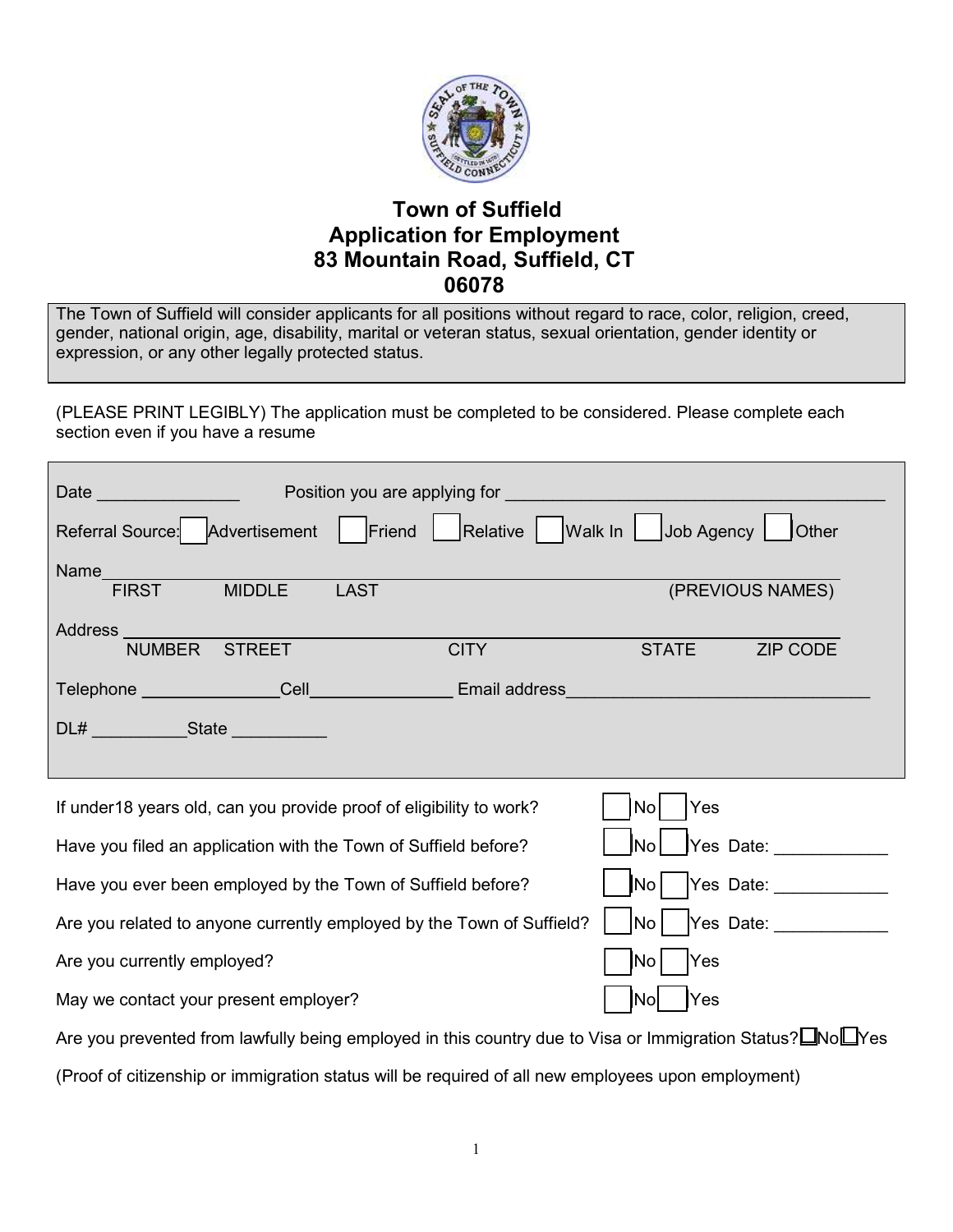# Town of Suffield
## Application for Employment
## 83 Mountain Road, Suffield, CT 06078

The Town of Suffield will consider applicants for all positions without regard to race, color, religion, creed, gender, national origin, age, disability, marital or veteran status, sexual orientation, gender identity or expression, or any other legally protected status.

(PLEASE PRINT LEGIBLY) The application must be completed to be considered. Please complete each section even if you have a resume

Date _______________ Position you are applying for _________________________________________

Referral Source: ☐ Advertisement ☐ Friend ☐ Relative ☐ Walk In ☐ Job Agency ☐ Other

Name_____________________________________________________________________________
FIRST MIDDLE LAST (PREVIOUS NAMES)

Address ___________________________________________________________________________
NUMBER STREET CITY STATE ZIP CODE

Telephone _______________ Cell_______________ Email address________________________________

DL# __________ State __________

If under18 years old, can you provide proof of eligibility to work? ☐ No ☐ Yes

Have you filed an application with the Town of Suffield before? ☐ No ☐ Yes Date: ____________

Have you ever been employed by the Town of Suffield before? ☐ No ☐ Yes Date: ____________

Are you related to anyone currently employed by the Town of Suffield? ☐ No ☐ Yes Date: ____________

Are you currently employed? ☐ No ☐ Yes

May we contact your present employer? ☐ No ☐ Yes

Are you prevented from lawfully being employed in this country due to Visa or Immigration Status? ☐ No ☐ Yes

(Proof of citizenship or immigration status will be required of all new employees upon employment)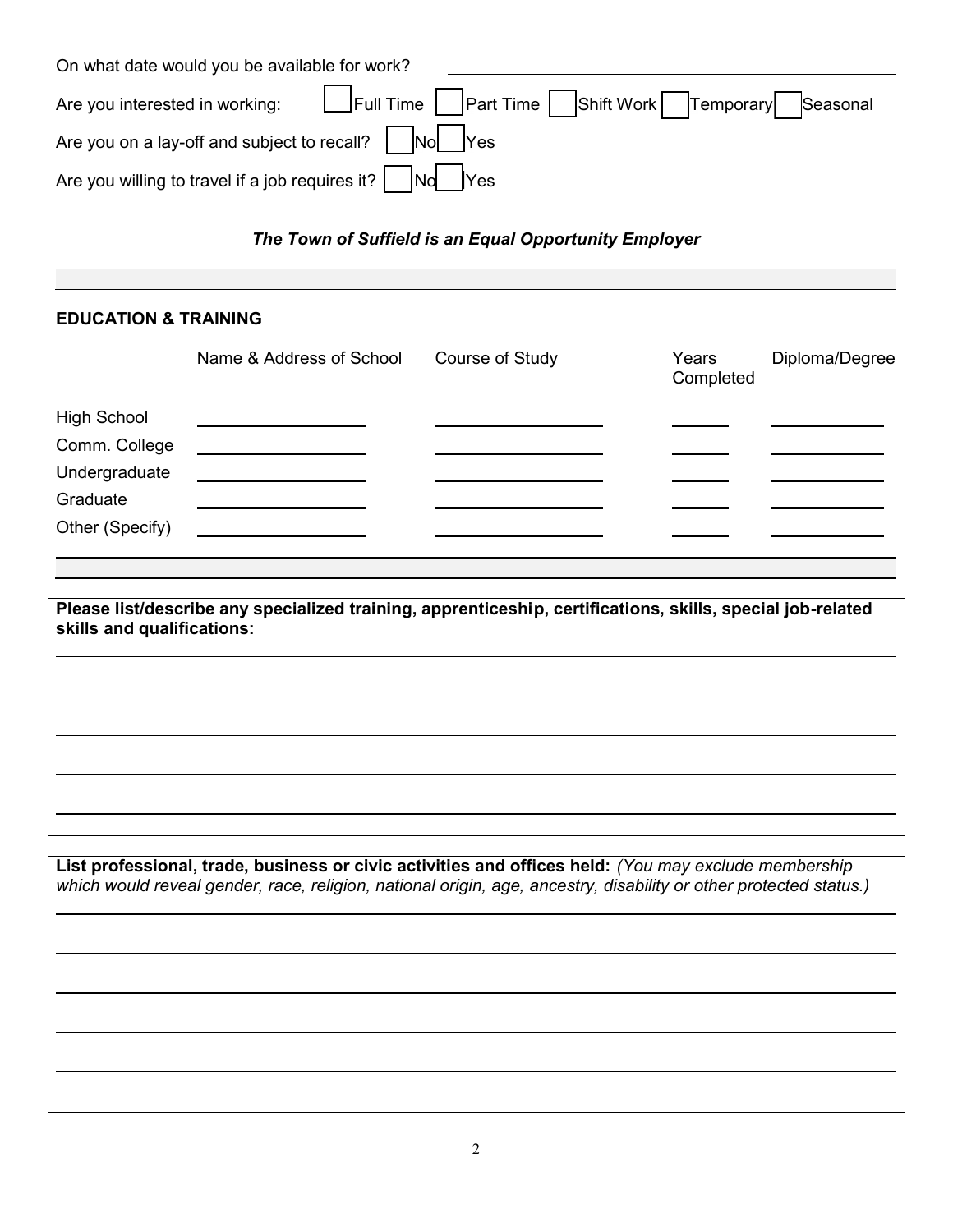On what date would you be available for work? ______________________________

Are you interested in working: ☐ Full Time ☐ Part Time ☐ Shift Work ☐ Temporary ☐ Seasonal

Are you on a lay-off and subject to recall? ☐ No ☐ Yes

Are you willing to travel if a job requires it? ☐ No ☐ Yes

***The Town of Suffield is an Equal Opportunity Employer***

## EDUCATION & TRAINING

| | Name & Address of School | Course of Study | Years Completed | Diploma/Degree |
|---|---|---|---|---|
| High School | | | | |
| Comm. College | | | | |
| Undergraduate | | | | |
| Graduate | | | | |
| Other (Specify) | | | | |

**Please list/describe any specialized training, apprenticeship, certifications, skills, special job-related skills and qualifications:**

______________________________

______________________________

______________________________

______________________________

______________________________

**List professional, trade, business or civic activities and offices held:** *(You may exclude membership which would reveal gender, race, religion, national origin, age, ancestry, disability or other protected status.)*

______________________________

______________________________

______________________________

______________________________

______________________________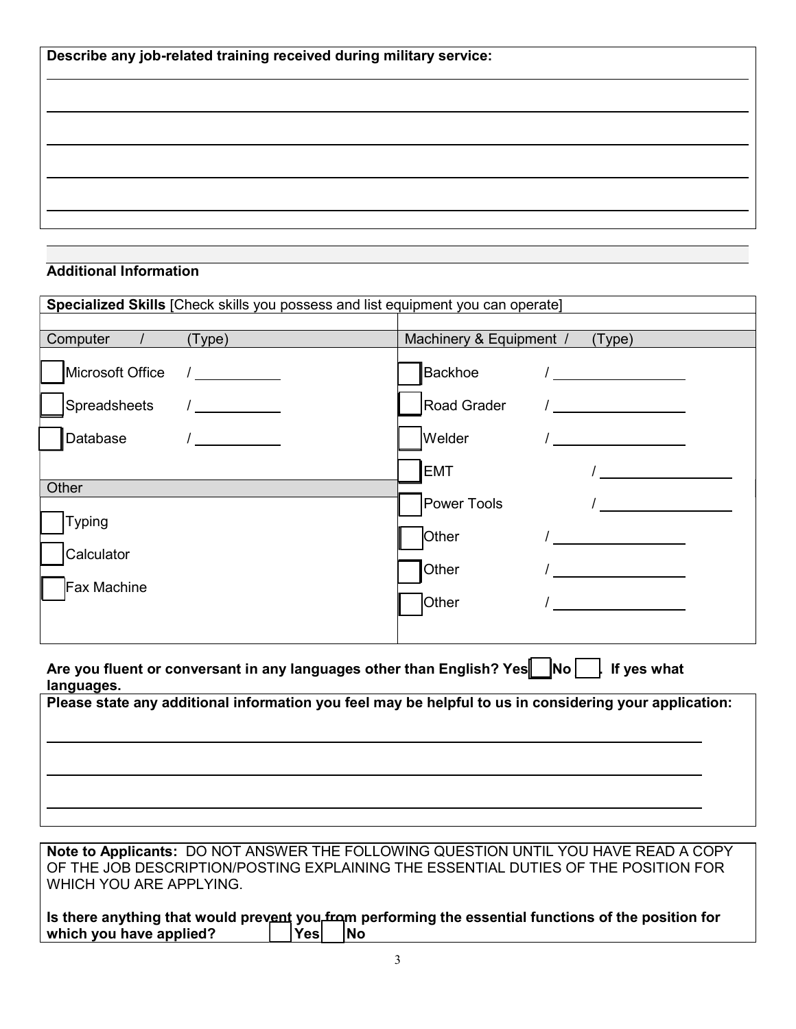**Describe any job-related training received during military service:**

\_\_\_\_\_\_\_\_\_\_\_\_\_\_\_\_\_\_\_\_\_\_\_\_\_\_\_\_\_\_\_\_\_\_\_\_\_\_\_\_\_\_\_\_\_\_\_\_\_\_\_\_\_\_\_\_\_\_\_\_

\_\_\_\_\_\_\_\_\_\_\_\_\_\_\_\_\_\_\_\_\_\_\_\_\_\_\_\_\_\_\_\_\_\_\_\_\_\_\_\_\_\_\_\_\_\_\_\_\_\_\_\_\_\_\_\_\_\_\_\_

\_\_\_\_\_\_\_\_\_\_\_\_\_\_\_\_\_\_\_\_\_\_\_\_\_\_\_\_\_\_\_\_\_\_\_\_\_\_\_\_\_\_\_\_\_\_\_\_\_\_\_\_\_\_\_\_\_\_\_\_

\_\_\_\_\_\_\_\_\_\_\_\_\_\_\_\_\_\_\_\_\_\_\_\_\_\_\_\_\_\_\_\_\_\_\_\_\_\_\_\_\_\_\_\_\_\_\_\_\_\_\_\_\_\_\_\_\_\_\_\_

\_\_\_\_\_\_\_\_\_\_\_\_\_\_\_\_\_\_\_\_\_\_\_\_\_\_\_\_\_\_\_\_\_\_\_\_\_\_\_\_\_\_\_\_\_\_\_\_\_\_\_\_\_\_\_\_\_\_\_\_

## Additional Information

**Specialized Skills** [Check skills you possess and list equipment you can operate]

| Computer / (Type) | Machinery & Equipment / (Type) |
|---|---|
| ☐ Microsoft Office / \_\_\_\_\_\_\_\_ | ☐ Backhoe / \_\_\_\_\_\_\_\_ |
| ☐ Spreadsheets / \_\_\_\_\_\_\_\_ | ☐ Road Grader / \_\_\_\_\_\_\_\_ |
| ☐ Database / \_\_\_\_\_\_\_\_ | ☐ Welder / \_\_\_\_\_\_\_\_ |
| | ☐ EMT / \_\_\_\_\_\_\_\_ |
| **Other** | ☐ Power Tools / \_\_\_\_\_\_\_\_ |
| ☐ Typing | ☐ Other / \_\_\_\_\_\_\_\_ |
| ☐ Calculator | ☐ Other / \_\_\_\_\_\_\_\_ |
| ☐ Fax Machine | ☐ Other / \_\_\_\_\_\_\_\_ |

**Are you fluent or conversant in any languages other than English? Yes ☐ No ☐. If yes what languages.**

**Please state any additional information you feel may be helpful to us in considering your application:**

\_\_\_\_\_\_\_\_\_\_\_\_\_\_\_\_\_\_\_\_\_\_\_\_\_\_\_\_\_\_\_\_\_\_\_\_\_\_\_\_\_\_\_\_\_\_\_\_\_\_\_\_\_\_\_\_\_\_\_\_

\_\_\_\_\_\_\_\_\_\_\_\_\_\_\_\_\_\_\_\_\_\_\_\_\_\_\_\_\_\_\_\_\_\_\_\_\_\_\_\_\_\_\_\_\_\_\_\_\_\_\_\_\_\_\_\_\_\_\_\_

\_\_\_\_\_\_\_\_\_\_\_\_\_\_\_\_\_\_\_\_\_\_\_\_\_\_\_\_\_\_\_\_\_\_\_\_\_\_\_\_\_\_\_\_\_\_\_\_\_\_\_\_\_\_\_\_\_\_\_\_

**Note to Applicants:** DO NOT ANSWER THE FOLLOWING QUESTION UNTIL YOU HAVE READ A COPY OF THE JOB DESCRIPTION/POSTING EXPLAINING THE ESSENTIAL DUTIES OF THE POSITION FOR WHICH YOU ARE APPLYING.

**Is there anything that would prevent you from performing the essential functions of the position for which you have applied?** ☐ **Yes** ☐ **No**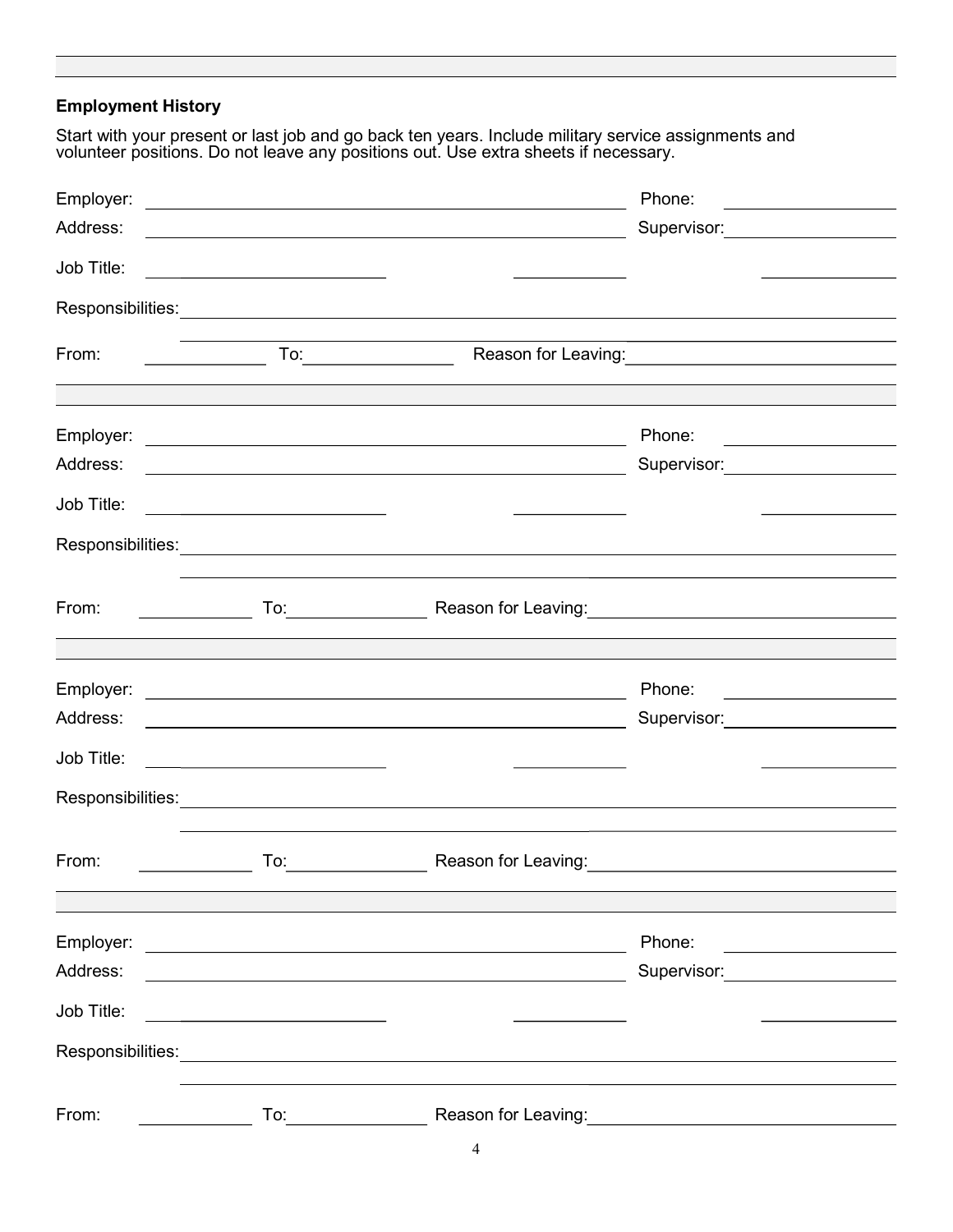## Employment History

Start with your present or last job and go back ten years. Include military service assignments and volunteer positions. Do not leave any positions out. Use extra sheets if necessary.

Employer: ______________________________ Phone: ______________

Address: ______________________________ Supervisor: ______________

Job Title: ______________ ______________ ______________

Responsibilities: ______________________________________________

______________________________________________

From: ______________ To: ______________ Reason for Leaving: ______________

---

Employer: ______________________________ Phone: ______________

Address: ______________________________ Supervisor: ______________

Job Title: ______________ ______________ ______________

Responsibilities: ______________________________________________

______________________________________________

From: ______________ To: ______________ Reason for Leaving: ______________

---

Employer: ______________________________ Phone: ______________

Address: ______________________________ Supervisor: ______________

Job Title: ______________ ______________ ______________

Responsibilities: ______________________________________________

______________________________________________

From: ______________ To: ______________ Reason for Leaving: ______________

---

Employer: ______________________________ Phone: ______________

Address: ______________________________ Supervisor: ______________

Job Title: ______________ ______________ ______________

Responsibilities: ______________________________________________

______________________________________________

From: ______________ To: ______________ Reason for Leaving: ______________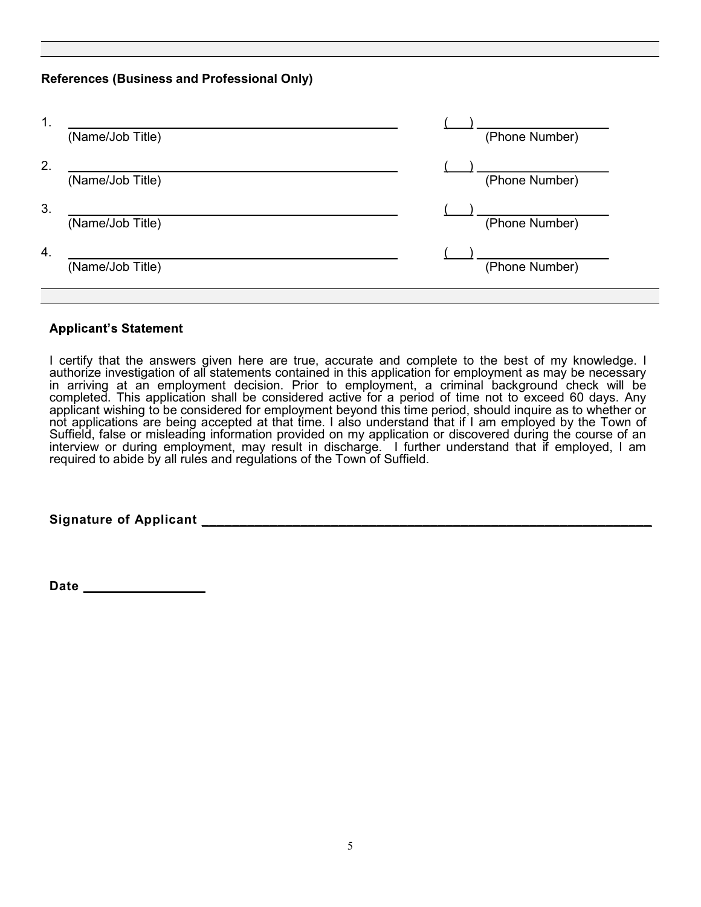### References (Business and Professional Only)

1. ______________________________________________ (___) __________________
   (Name/Job Title) (Phone Number)

2. ______________________________________________ (___) __________________
   (Name/Job Title) (Phone Number)

3. ______________________________________________ (___) __________________
   (Name/Job Title) (Phone Number)

4. ______________________________________________ (___) __________________
   (Name/Job Title) (Phone Number)

### Applicant's Statement

I certify that the answers given here are true, accurate and complete to the best of my knowledge. I authorize investigation of all statements contained in this application for employment as may be necessary in arriving at an employment decision. Prior to employment, a criminal background check will be completed. This application shall be considered active for a period of time not to exceed 60 days. Any applicant wishing to be considered for employment beyond this time period, should inquire as to whether or not applications are being accepted at that time. I also understand that if I am employed by the Town of Suffield, false or misleading information provided on my application or discovered during the course of an interview or during employment, may result in discharge. I further understand that if employed, I am required to abide by all rules and regulations of the Town of Suffield.

**Signature of Applicant** ____________________________________________________________

**Date** ________________